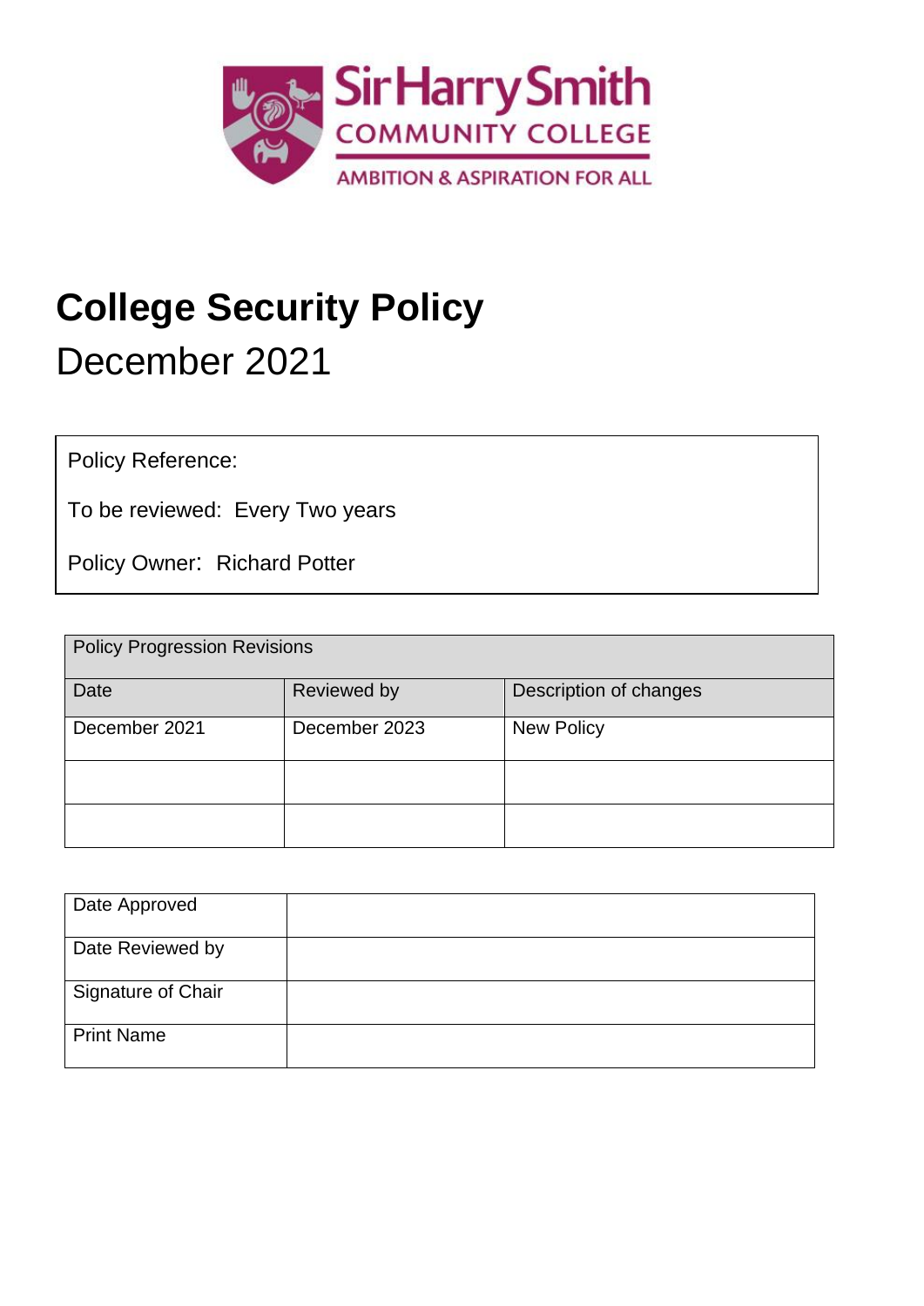Sir Harry Smith
COMMUNITY COLLEGE
AMBITION & ASPIRATION FOR ALL

# College Security Policy

## December 2021

Policy Reference:

To be reviewed: Every Two years

Policy Owner: Richard Potter

| Policy Progression Revisions | | |
|---|---|---|
| Date | Reviewed by | Description of changes |
| December 2021 | December 2023 | New Policy |
| | | |
| | | |

| Date Approved | |
|---|---|
| Date Reviewed by | |
| Signature of Chair | |
| Print Name | |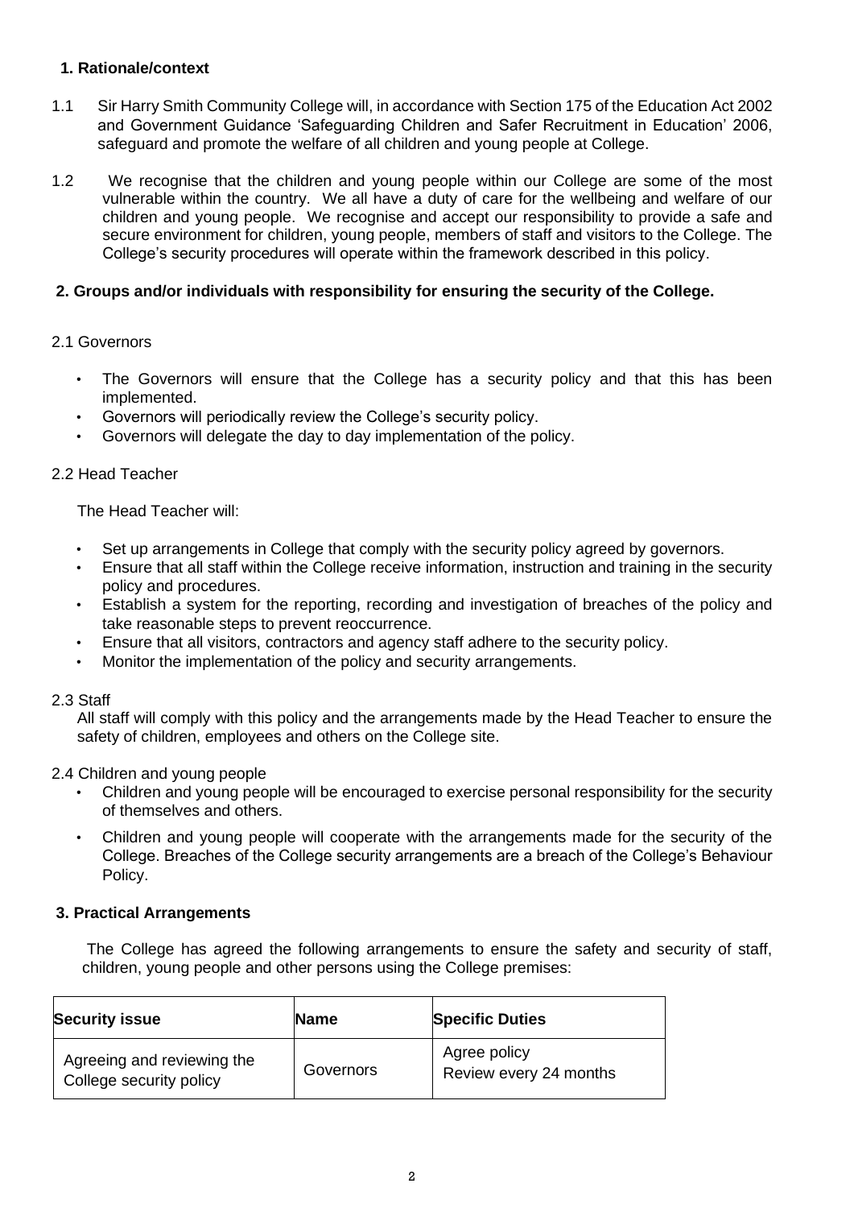## 1. Rationale/context

1.1 Sir Harry Smith Community College will, in accordance with Section 175 of the Education Act 2002 and Government Guidance 'Safeguarding Children and Safer Recruitment in Education' 2006, safeguard and promote the welfare of all children and young people at College.

1.2 We recognise that the children and young people within our College are some of the most vulnerable within the country. We all have a duty of care for the wellbeing and welfare of our children and young people. We recognise and accept our responsibility to provide a safe and secure environment for children, young people, members of staff and visitors to the College. The College's security procedures will operate within the framework described in this policy.

## 2. Groups and/or individuals with responsibility for ensuring the security of the College.

### 2.1 Governors

- The Governors will ensure that the College has a security policy and that this has been implemented.
- Governors will periodically review the College's security policy.
- Governors will delegate the day to day implementation of the policy.

### 2.2 Head Teacher

The Head Teacher will:

- Set up arrangements in College that comply with the security policy agreed by governors.
- Ensure that all staff within the College receive information, instruction and training in the security policy and procedures.
- Establish a system for the reporting, recording and investigation of breaches of the policy and take reasonable steps to prevent reoccurrence.
- Ensure that all visitors, contractors and agency staff adhere to the security policy.
- Monitor the implementation of the policy and security arrangements.

### 2.3 Staff

All staff will comply with this policy and the arrangements made by the Head Teacher to ensure the safety of children, employees and others on the College site.

### 2.4 Children and young people

- Children and young people will be encouraged to exercise personal responsibility for the security of themselves and others.
- Children and young people will cooperate with the arrangements made for the security of the College. Breaches of the College security arrangements are a breach of the College's Behaviour Policy.

## 3. Practical Arrangements

The College has agreed the following arrangements to ensure the safety and security of staff, children, young people and other persons using the College premises:

| Security issue | Name | Specific Duties |
|---|---|---|
| Agreeing and reviewing the College security policy | Governors | Agree policy<br>Review every 24 months |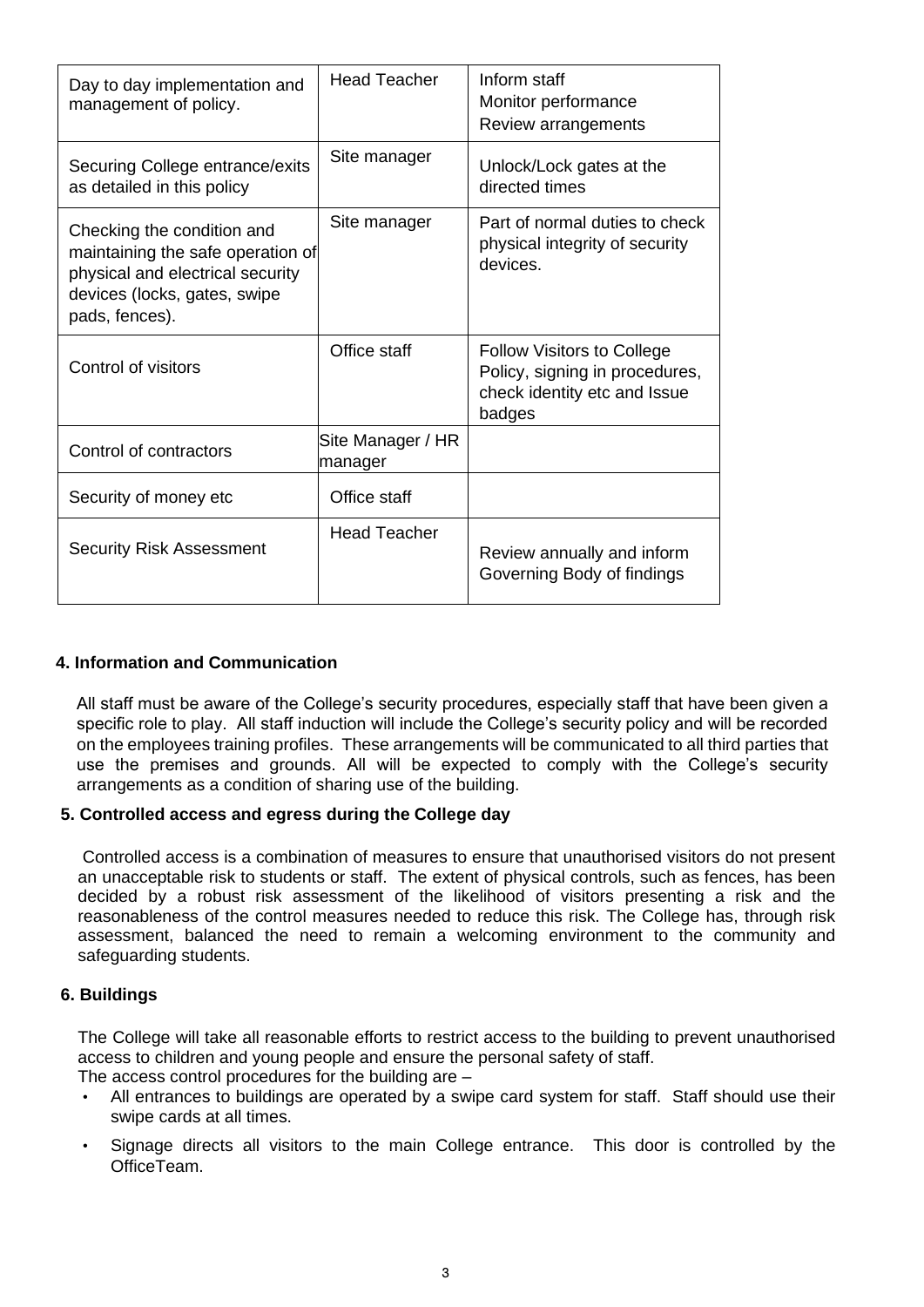| | | |
|---|---|---|
| Day to day implementation and management of policy. | Head Teacher | Inform staff<br>Monitor performance<br>Review arrangements |
| Securing College entrance/exits as detailed in this policy | Site manager | Unlock/Lock gates at the directed times |
| Checking the condition and maintaining the safe operation of physical and electrical security devices (locks, gates, swipe pads, fences). | Site manager | Part of normal duties to check physical integrity of security devices. |
| Control of visitors | Office staff | Follow Visitors to College Policy, signing in procedures, check identity etc and Issue badges |
| Control of contractors | Site Manager / HR manager | |
| Security of money etc | Office staff | |
| Security Risk Assessment | Head Teacher | Review annually and inform Governing Body of findings |

## 4. Information and Communication

All staff must be aware of the College's security procedures, especially staff that have been given a specific role to play. All staff induction will include the College's security policy and will be recorded on the employees training profiles. These arrangements will be communicated to all third parties that use the premises and grounds. All will be expected to comply with the College's security arrangements as a condition of sharing use of the building.

## 5. Controlled access and egress during the College day

Controlled access is a combination of measures to ensure that unauthorised visitors do not present an unacceptable risk to students or staff. The extent of physical controls, such as fences, has been decided by a robust risk assessment of the likelihood of visitors presenting a risk and the reasonableness of the control measures needed to reduce this risk. The College has, through risk assessment, balanced the need to remain a welcoming environment to the community and safeguarding students.

## 6. Buildings

The College will take all reasonable efforts to restrict access to the building to prevent unauthorised access to children and young people and ensure the personal safety of staff.
The access control procedures for the building are –

- All entrances to buildings are operated by a swipe card system for staff. Staff should use their swipe cards at all times.
- Signage directs all visitors to the main College entrance. This door is controlled by the OfficeTeam.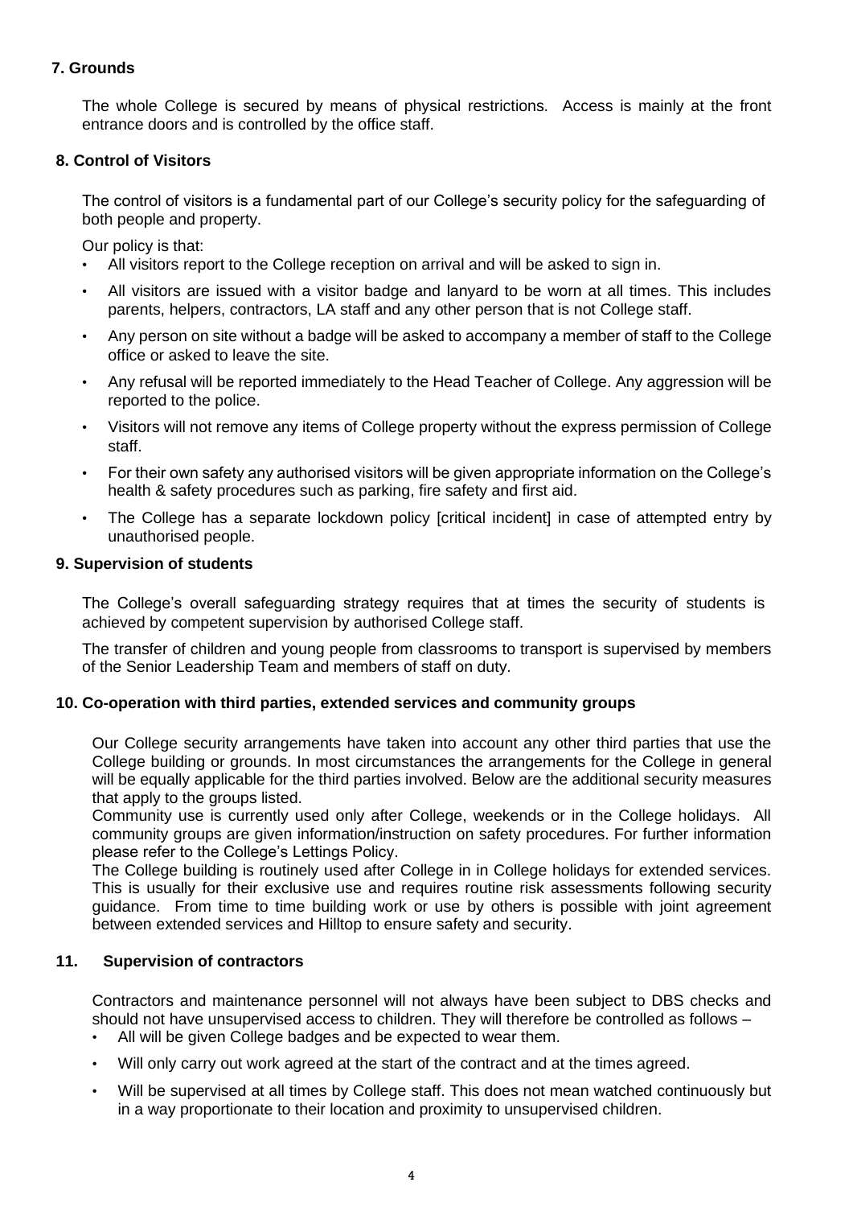## 7. Grounds

The whole College is secured by means of physical restrictions. Access is mainly at the front entrance doors and is controlled by the office staff.

## 8. Control of Visitors

The control of visitors is a fundamental part of our College's security policy for the safeguarding of both people and property.

Our policy is that:

- All visitors report to the College reception on arrival and will be asked to sign in.
- All visitors are issued with a visitor badge and lanyard to be worn at all times. This includes parents, helpers, contractors, LA staff and any other person that is not College staff.
- Any person on site without a badge will be asked to accompany a member of staff to the College office or asked to leave the site.
- Any refusal will be reported immediately to the Head Teacher of College. Any aggression will be reported to the police.
- Visitors will not remove any items of College property without the express permission of College staff.
- For their own safety any authorised visitors will be given appropriate information on the College's health & safety procedures such as parking, fire safety and first aid.
- The College has a separate lockdown policy [critical incident] in case of attempted entry by unauthorised people.

## 9. Supervision of students

The College's overall safeguarding strategy requires that at times the security of students is achieved by competent supervision by authorised College staff.

The transfer of children and young people from classrooms to transport is supervised by members of the Senior Leadership Team and members of staff on duty.

## 10. Co-operation with third parties, extended services and community groups

Our College security arrangements have taken into account any other third parties that use the College building or grounds. In most circumstances the arrangements for the College in general will be equally applicable for the third parties involved. Below are the additional security measures that apply to the groups listed.

Community use is currently used only after College, weekends or in the College holidays. All community groups are given information/instruction on safety procedures. For further information please refer to the College's Lettings Policy.

The College building is routinely used after College in in College holidays for extended services. This is usually for their exclusive use and requires routine risk assessments following security guidance. From time to time building work or use by others is possible with joint agreement between extended services and Hilltop to ensure safety and security.

## 11. Supervision of contractors

Contractors and maintenance personnel will not always have been subject to DBS checks and should not have unsupervised access to children. They will therefore be controlled as follows –

- All will be given College badges and be expected to wear them.
- Will only carry out work agreed at the start of the contract and at the times agreed.
- Will be supervised at all times by College staff. This does not mean watched continuously but in a way proportionate to their location and proximity to unsupervised children.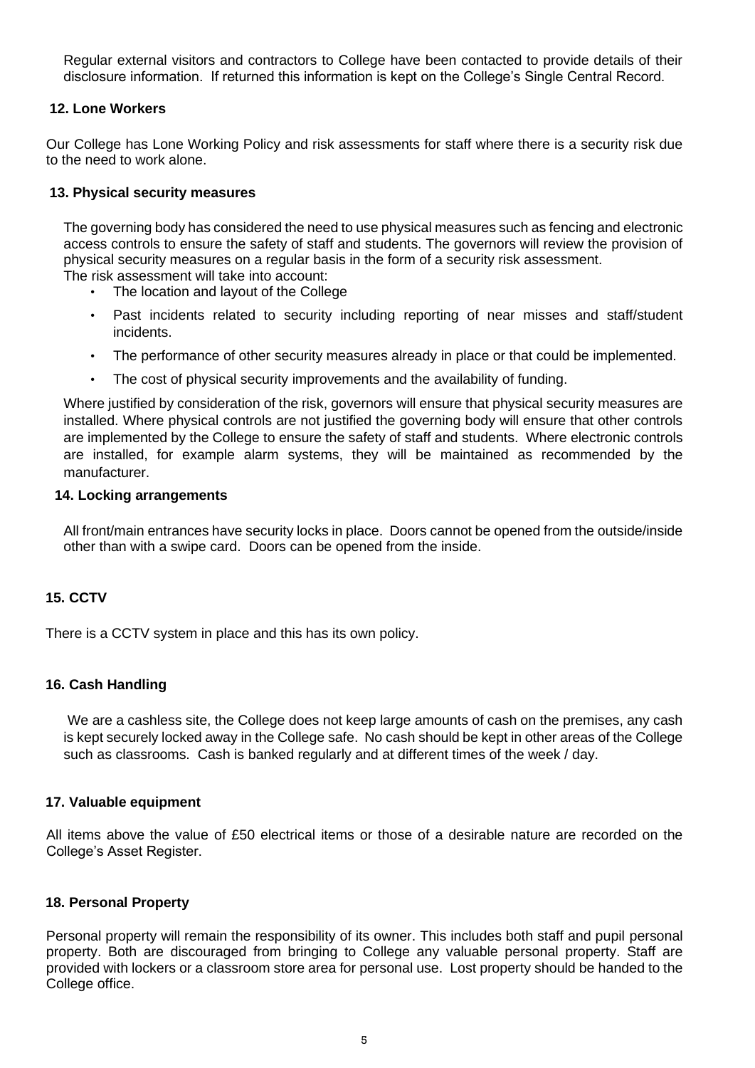Regular external visitors and contractors to College have been contacted to provide details of their disclosure information. If returned this information is kept on the College's Single Central Record.

## 12. Lone Workers

Our College has Lone Working Policy and risk assessments for staff where there is a security risk due to the need to work alone.

## 13. Physical security measures

The governing body has considered the need to use physical measures such as fencing and electronic access controls to ensure the safety of staff and students. The governors will review the provision of physical security measures on a regular basis in the form of a security risk assessment.
The risk assessment will take into account:

- The location and layout of the College
- Past incidents related to security including reporting of near misses and staff/student incidents.
- The performance of other security measures already in place or that could be implemented.
- The cost of physical security improvements and the availability of funding.

Where justified by consideration of the risk, governors will ensure that physical security measures are installed. Where physical controls are not justified the governing body will ensure that other controls are implemented by the College to ensure the safety of staff and students. Where electronic controls are installed, for example alarm systems, they will be maintained as recommended by the manufacturer.

## 14. Locking arrangements

All front/main entrances have security locks in place. Doors cannot be opened from the outside/inside other than with a swipe card. Doors can be opened from the inside.

## 15. CCTV

There is a CCTV system in place and this has its own policy.

## 16. Cash Handling

We are a cashless site, the College does not keep large amounts of cash on the premises, any cash is kept securely locked away in the College safe. No cash should be kept in other areas of the College such as classrooms. Cash is banked regularly and at different times of the week / day.

## 17. Valuable equipment

All items above the value of £50 electrical items or those of a desirable nature are recorded on the College's Asset Register.

## 18. Personal Property

Personal property will remain the responsibility of its owner. This includes both staff and pupil personal property. Both are discouraged from bringing to College any valuable personal property. Staff are provided with lockers or a classroom store area for personal use. Lost property should be handed to the College office.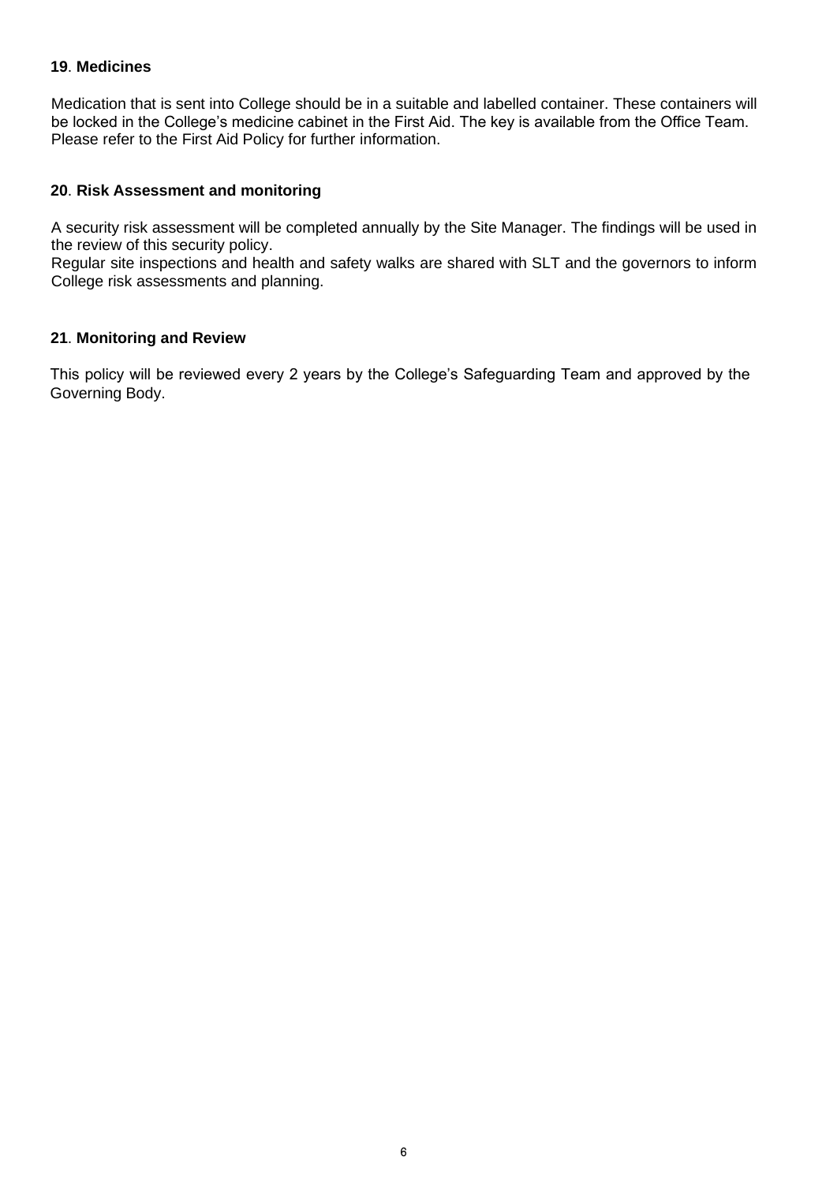## 19. Medicines

Medication that is sent into College should be in a suitable and labelled container. These containers will be locked in the College's medicine cabinet in the First Aid. The key is available from the Office Team. Please refer to the First Aid Policy for further information.

## 20. Risk Assessment and monitoring

A security risk assessment will be completed annually by the Site Manager. The findings will be used in the review of this security policy.

Regular site inspections and health and safety walks are shared with SLT and the governors to inform College risk assessments and planning.

## 21. Monitoring and Review

This policy will be reviewed every 2 years by the College's Safeguarding Team and approved by the Governing Body.